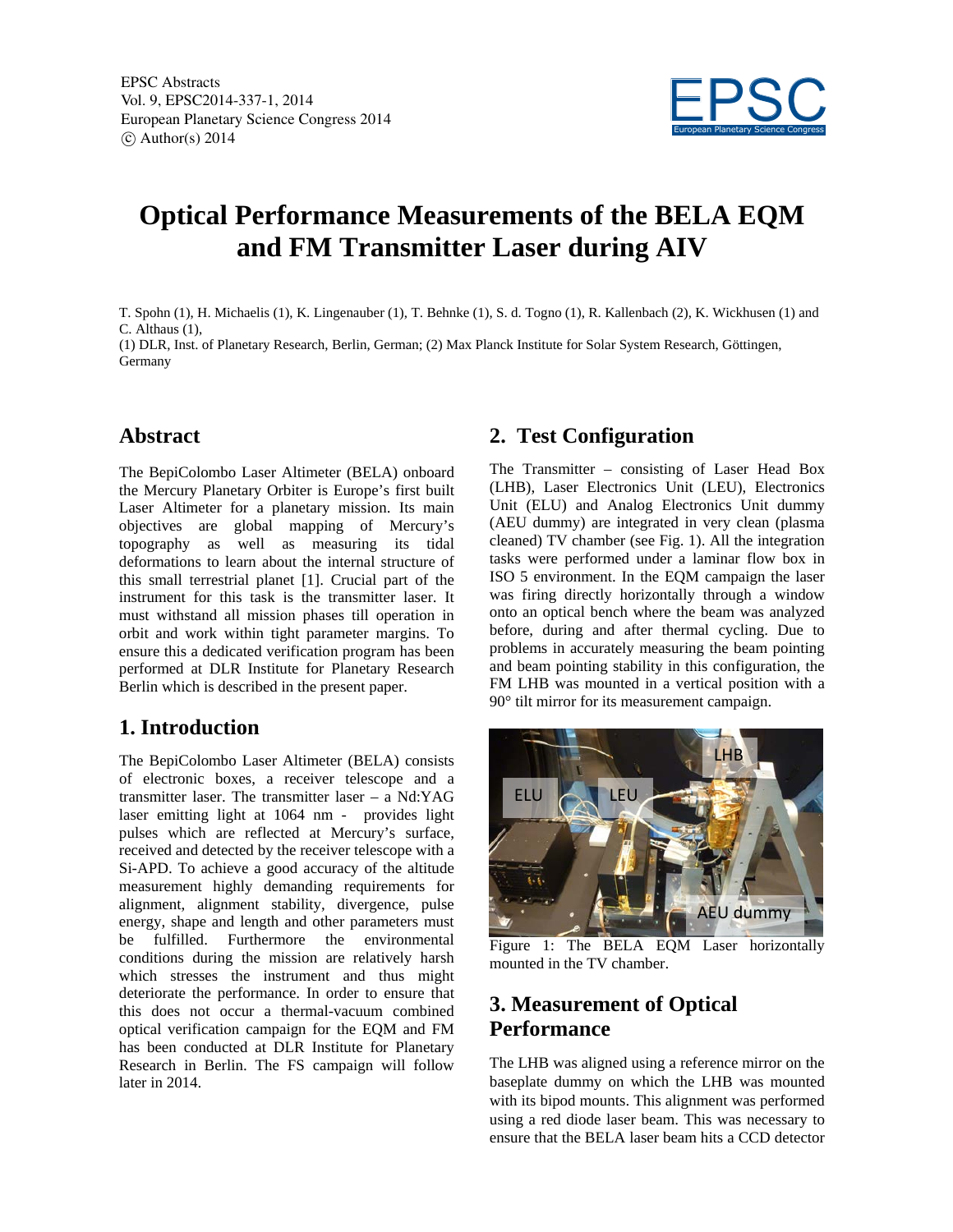# Optical Performance Measurements of the BELA EQM and FM Transmitter Laser during AIV

T. Spohn (1), H. Michaelis (1), K. Lingenauber (1), T. Behnke (1), S. d. Togno (1), R. Kallenbach (2), K. Wickhusen (1) and C. Althaus (1),

(1) DLR, Inst. of Planetary Research, Berlin, German; (2) Max Planck Institute for Solar System Research, Göttingen, Germany

## Abstract

The BepiColombo Laser Altimeter (BELA) onboard the Mercury Planetary Orbiter is Europe's first built Laser Altimeter for a planetary mission. Its main objectives are global mapping of Mercury's topography as well as measuring its tidal deformations to learn about the internal structure of this small terrestrial planet [1]. Crucial part of the instrument for this task is the transmitter laser. It must withstand all mission phases till operation in orbit and work within tight parameter margins. To ensure this a dedicated verification program has been performed at DLR Institute for Planetary Research Berlin which is described in the present paper.

## 1. Introduction

The BepiColombo Laser Altimeter (BELA) consists of electronic boxes, a receiver telescope and a transmitter laser. The transmitter laser – a Nd:YAG laser emitting light at 1064 nm - provides light pulses which are reflected at Mercury's surface, received and detected by the receiver telescope with a Si-APD. To achieve a good accuracy of the altitude measurement highly demanding requirements for alignment, alignment stability, divergence, pulse energy, shape and length and other parameters must be fulfilled. Furthermore the environmental conditions during the mission are relatively harsh which stresses the instrument and thus might deteriorate the performance. In order to ensure that this does not occur a thermal-vacuum combined optical verification campaign for the EQM and FM has been conducted at DLR Institute for Planetary Research in Berlin. The FS campaign will follow later in 2014.

## 2. Test Configuration

The Transmitter – consisting of Laser Head Box (LHB), Laser Electronics Unit (LEU), Electronics Unit (ELU) and Analog Electronics Unit dummy (AEU dummy) are integrated in very clean (plasma cleaned) TV chamber (see Fig. 1). All the integration tasks were performed under a laminar flow box in ISO 5 environment. In the EQM campaign the laser was firing directly horizontally through a window onto an optical bench where the beam was analyzed before, during and after thermal cycling. Due to problems in accurately measuring the beam pointing and beam pointing stability in this configuration, the FM LHB was mounted in a vertical position with a 90° tilt mirror for its measurement campaign.

Figure 1: The BELA EQM Laser horizontally mounted in the TV chamber.

## 3. Measurement of Optical Performance

The LHB was aligned using a reference mirror on the baseplate dummy on which the LHB was mounted with its bipod mounts. This alignment was performed using a red diode laser beam. This was necessary to ensure that the BELA laser beam hits a CCD detector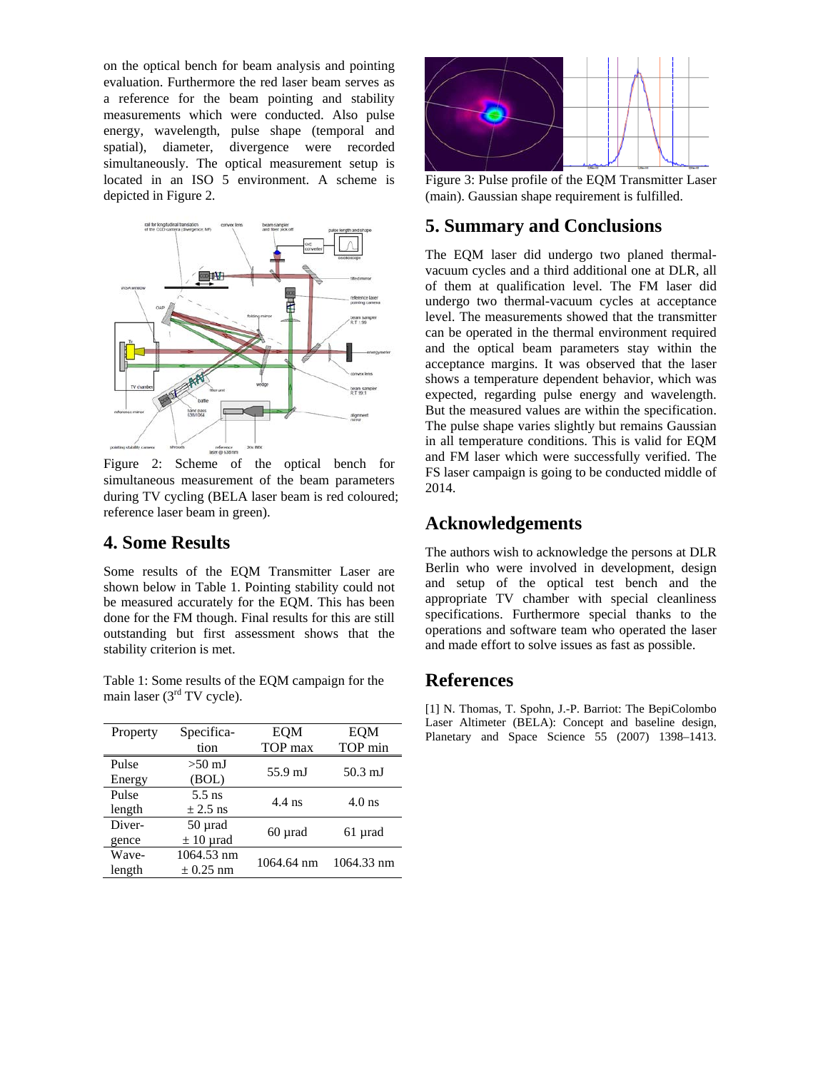on the optical bench for beam analysis and pointing evaluation. Furthermore the red laser beam serves as a reference for the beam pointing and stability measurements which were conducted. Also pulse energy, wavelength, pulse shape (temporal and spatial), diameter, divergence were recorded simultaneously. The optical measurement setup is located in an ISO 5 environment. A scheme is depicted in Figure 2.

Figure 2: Scheme of the optical bench for simultaneous measurement of the beam parameters during TV cycling (BELA laser beam is red coloured; reference laser beam in green).

## 4. Some Results

Some results of the EQM Transmitter Laser are shown below in Table 1. Pointing stability could not be measured accurately for the EQM. This has been done for the FM though. Final results for this are still outstanding but first assessment shows that the stability criterion is met.

Table 1: Some results of the EQM campaign for the main laser (3rd TV cycle).

| Property | Specification | EQM TOP max | EQM TOP min |
|---|---|---|---|
| Pulse Energy | >50 mJ (BOL) | 55.9 mJ | 50.3 mJ |
| Pulse length | 5.5 ns ± 2.5 ns | 4.4 ns | 4.0 ns |
| Divergence | 50 µrad ± 10 µrad | 60 µrad | 61 µrad |
| Wavelength | 1064.53 nm ± 0.25 nm | 1064.64 nm | 1064.33 nm |

Figure 3: Pulse profile of the EQM Transmitter Laser (main). Gaussian shape requirement is fulfilled.

## 5. Summary and Conclusions

The EQM laser did undergo two planed thermal-vacuum cycles and a third additional one at DLR, all of them at qualification level. The FM laser did undergo two thermal-vacuum cycles at acceptance level. The measurements showed that the transmitter can be operated in the thermal environment required and the optical beam parameters stay within the acceptance margins. It was observed that the laser shows a temperature dependent behavior, which was expected, regarding pulse energy and wavelength. But the measured values are within the specification. The pulse shape varies slightly but remains Gaussian in all temperature conditions. This is valid for EQM and FM laser which were successfully verified. The FS laser campaign is going to be conducted middle of 2014.

## Acknowledgements

The authors wish to acknowledge the persons at DLR Berlin who were involved in development, design and setup of the optical test bench and the appropriate TV chamber with special cleanliness specifications. Furthermore special thanks to the operations and software team who operated the laser and made effort to solve issues as fast as possible.

## References

[1] N. Thomas, T. Spohn, J.-P. Barriot: The BepiColombo Laser Altimeter (BELA): Concept and baseline design, Planetary and Space Science 55 (2007) 1398–1413.